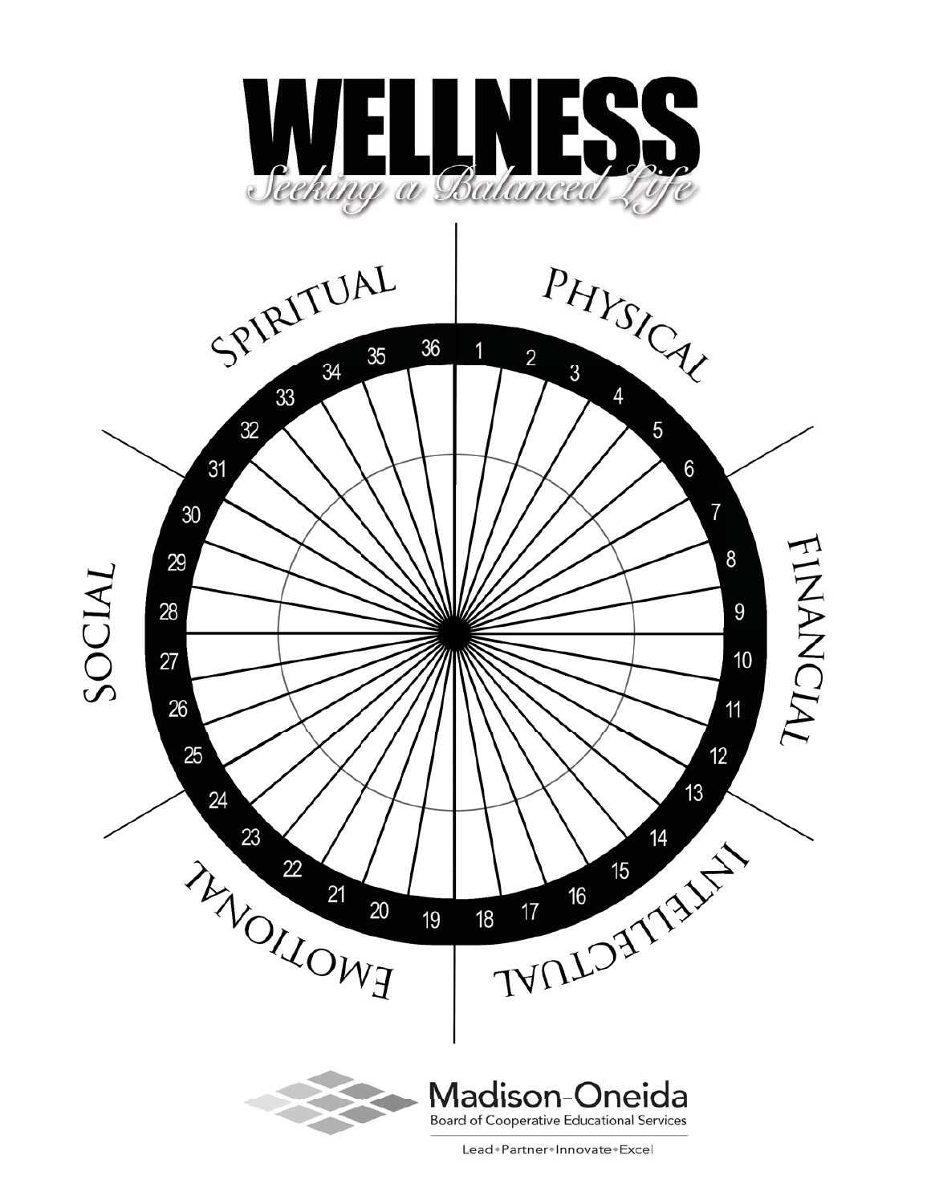# WELLNESS

*Seeking a Balanced Life*

SPIRITUAL

PHYSICAL

FINANCIAL

INTELLECTUAL

EMOTIONAL

SOCIAL

1 2 3 4 5 6 7 8 9 10 11 12 13 14 15 16 17 18 19 20 21 22 23 24 25 26 27 28 29 30 31 32 33 34 35 36

Madison-Oneida
Board of Cooperative Educational Services

Lead • Partner • Innovate • Excel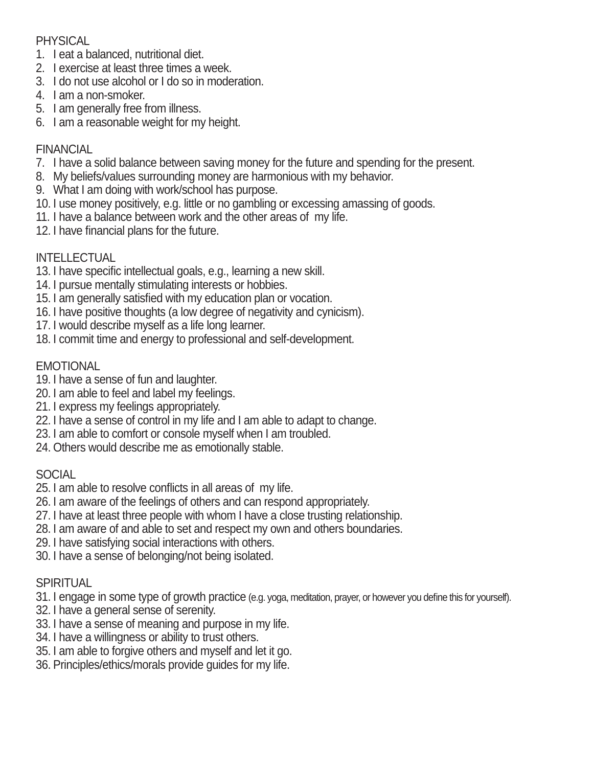PHYSICAL

1. I eat a balanced, nutritional diet.
2. I exercise at least three times a week.
3. I do not use alcohol or I do so in moderation.
4. I am a non-smoker.
5. I am generally free from illness.
6. I am a reasonable weight for my height.

FINANCIAL

7. I have a solid balance between saving money for the future and spending for the present.
8. My beliefs/values surrounding money are harmonious with my behavior.
9. What I am doing with work/school has purpose.
10. I use money positively, e.g. little or no gambling or excessing amassing of goods.
11. I have a balance between work and the other areas of my life.
12. I have financial plans for the future.

INTELLECTUAL

13. I have specific intellectual goals, e.g., learning a new skill.
14. I pursue mentally stimulating interests or hobbies.
15. I am generally satisfied with my education plan or vocation.
16. I have positive thoughts (a low degree of negativity and cynicism).
17. I would describe myself as a life long learner.
18. I commit time and energy to professional and self-development.

EMOTIONAL

19. I have a sense of fun and laughter.
20. I am able to feel and label my feelings.
21. I express my feelings appropriately.
22. I have a sense of control in my life and I am able to adapt to change.
23. I am able to comfort or console myself when I am troubled.
24. Others would describe me as emotionally stable.

SOCIAL

25. I am able to resolve conflicts in all areas of my life.
26. I am aware of the feelings of others and can respond appropriately.
27. I have at least three people with whom I have a close trusting relationship.
28. I am aware of and able to set and respect my own and others boundaries.
29. I have satisfying social interactions with others.
30. I have a sense of belonging/not being isolated.

SPIRITUAL

31. I engage in some type of growth practice (e.g. yoga, meditation, prayer, or however you define this for yourself).
32. I have a general sense of serenity.
33. I have a sense of meaning and purpose in my life.
34. I have a willingness or ability to trust others.
35. I am able to forgive others and myself and let it go.
36. Principles/ethics/morals provide guides for my life.